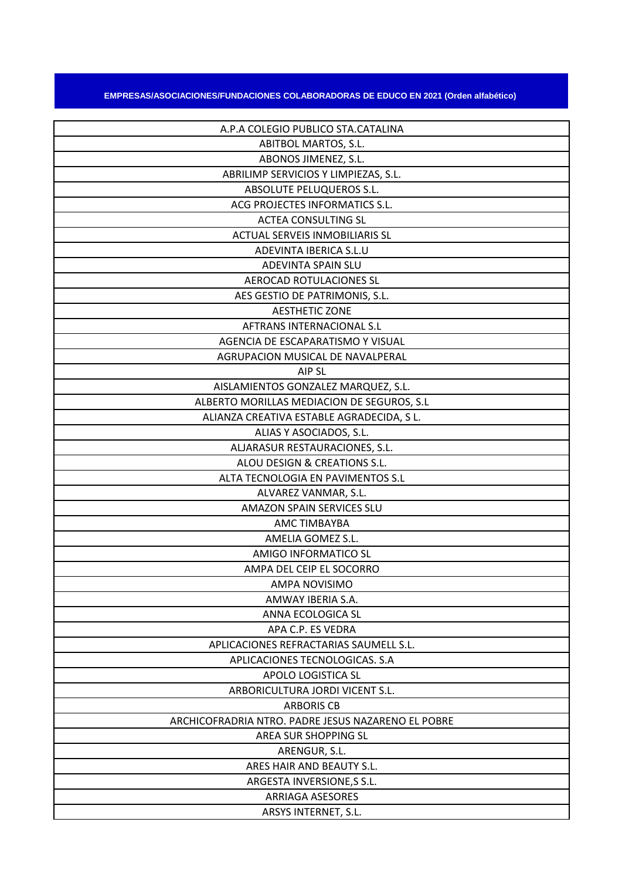**EMPRESAS/ASOCIACIONES/FUNDACIONES COLABORADORAS DE EDUCO EN 2021 (Orden alfabético)**

| A.P.A COLEGIO PUBLICO STA.CATALINA |
|---|
| ABITBOL MARTOS, S.L. |
| ABONOS JIMENEZ, S.L. |
| ABRILIMP SERVICIOS Y LIMPIEZAS, S.L. |
| ABSOLUTE PELUQUEROS S.L. |
| ACG PROJECTES INFORMATICS S.L. |
| ACTEA CONSULTING SL |
| ACTUAL SERVEIS INMOBILIARIS SL |
| ADEVINTA IBERICA S.L.U |
| ADEVINTA SPAIN SLU |
| AEROCAD ROTULACIONES SL |
| AES GESTIO DE PATRIMONIS, S.L. |
| AESTHETIC ZONE |
| AFTRANS INTERNACIONAL S.L |
| AGENCIA DE ESCAPARATISMO Y VISUAL |
| AGRUPACION MUSICAL DE NAVALPERAL |
| AIP SL |
| AISLAMIENTOS GONZALEZ MARQUEZ, S.L. |
| ALBERTO MORILLAS MEDIACION DE SEGUROS, S.L |
| ALIANZA CREATIVA ESTABLE AGRADECIDA, S L. |
| ALIAS Y ASOCIADOS, S.L. |
| ALJARASUR RESTAURACIONES, S.L. |
| ALOU DESIGN & CREATIONS S.L. |
| ALTA TECNOLOGIA EN PAVIMENTOS S.L |
| ALVAREZ VANMAR, S.L. |
| AMAZON SPAIN SERVICES SLU |
| AMC TIMBAYBA |
| AMELIA GOMEZ S.L. |
| AMIGO INFORMATICO SL |
| AMPA DEL CEIP EL SOCORRO |
| AMPA NOVISIMO |
| AMWAY IBERIA S.A. |
| ANNA ECOLOGICA SL |
| APA C.P. ES VEDRA |
| APLICACIONES REFRACTARIAS SAUMELL S.L. |
| APLICACIONES TECNOLOGICAS. S.A |
| APOLO LOGISTICA SL |
| ARBORICULTURA JORDI VICENT S.L. |
| ARBORIS CB |
| ARCHICOFRADRIA NTRO. PADRE JESUS NAZARENO EL POBRE |
| AREA SUR SHOPPING SL |
| ARENGUR, S.L. |
| ARES HAIR AND BEAUTY S.L. |
| ARGESTA INVERSIONE,S S.L. |
| ARRIAGA ASESORES |
| ARSYS INTERNET, S.L. |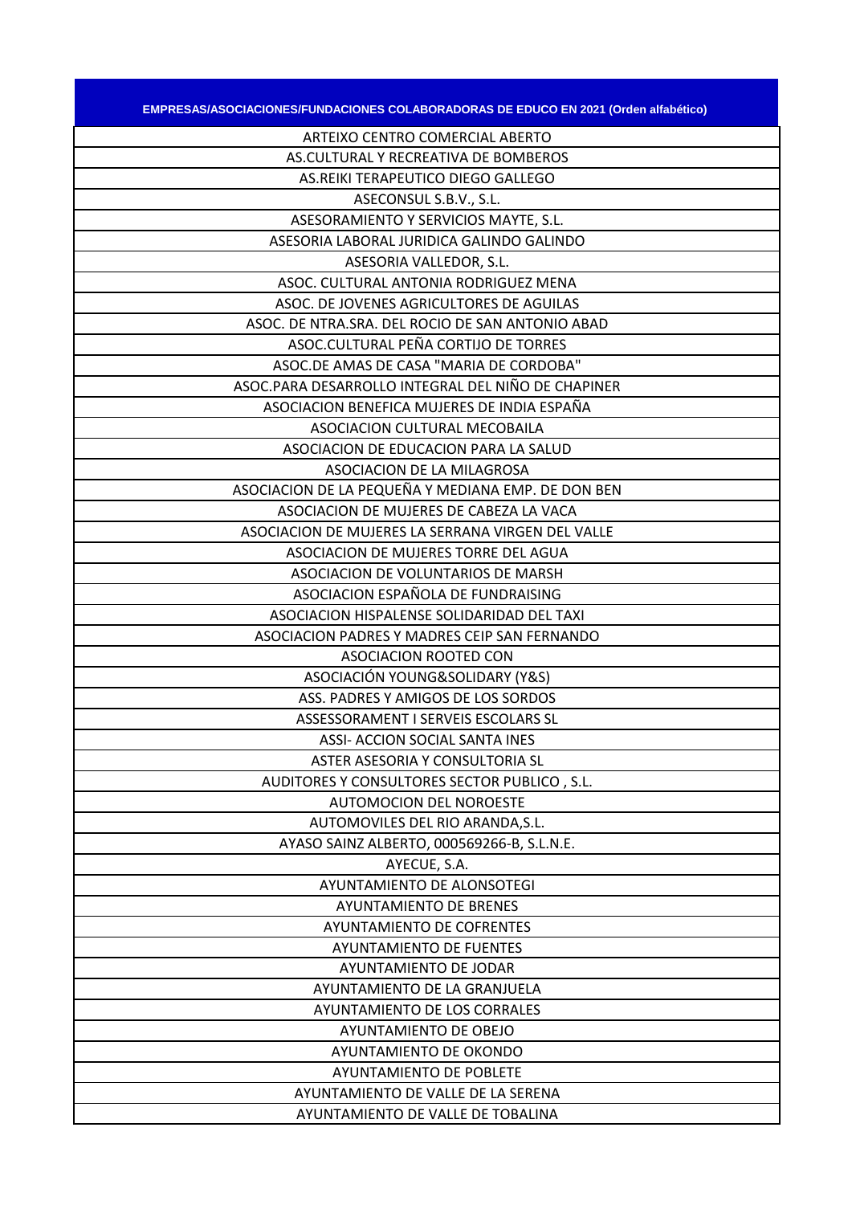| EMPRESAS/ASOCIACIONES/FUNDACIONES COLABORADORAS DE EDUCO EN 2021 (Orden alfabético) |
| --- |
| ARTEIXO CENTRO COMERCIAL ABERTO |
| AS.CULTURAL Y RECREATIVA DE BOMBEROS |
| AS.REIKI TERAPEUTICO DIEGO GALLEGO |
| ASECONSUL S.B.V., S.L. |
| ASESORAMIENTO Y SERVICIOS MAYTE, S.L. |
| ASESORIA LABORAL JURIDICA GALINDO GALINDO |
| ASESORIA VALLEDOR, S.L. |
| ASOC. CULTURAL ANTONIA RODRIGUEZ MENA |
| ASOC. DE JOVENES AGRICULTORES DE AGUILAS |
| ASOC. DE NTRA.SRA. DEL ROCIO DE SAN ANTONIO ABAD |
| ASOC.CULTURAL PEÑA CORTIJO DE TORRES |
| ASOC.DE AMAS DE CASA "MARIA DE CORDOBA" |
| ASOC.PARA DESARROLLO INTEGRAL DEL NIÑO DE CHAPINER |
| ASOCIACION BENEFICA MUJERES DE INDIA ESPAÑA |
| ASOCIACION CULTURAL MECOBAILA |
| ASOCIACION DE EDUCACION PARA LA SALUD |
| ASOCIACION DE LA MILAGROSA |
| ASOCIACION DE LA PEQUEÑA Y MEDIANA EMP. DE DON BEN |
| ASOCIACION DE MUJERES DE CABEZA LA VACA |
| ASOCIACION DE MUJERES LA SERRANA VIRGEN DEL VALLE |
| ASOCIACION DE MUJERES TORRE DEL AGUA |
| ASOCIACION DE VOLUNTARIOS DE MARSH |
| ASOCIACION ESPAÑOLA DE FUNDRAISING |
| ASOCIACION HISPALENSE SOLIDARIDAD DEL TAXI |
| ASOCIACION PADRES Y MADRES CEIP SAN FERNANDO |
| ASOCIACION ROOTED CON |
| ASOCIACIÓN YOUNG&SOLIDARY (Y&S) |
| ASS. PADRES Y AMIGOS DE LOS SORDOS |
| ASSESSORAMENT I SERVEIS ESCOLARS SL |
| ASSI- ACCION SOCIAL SANTA INES |
| ASTER ASESORIA Y CONSULTORIA SL |
| AUDITORES Y CONSULTORES SECTOR PUBLICO , S.L. |
| AUTOMOCION DEL NOROESTE |
| AUTOMOVILES DEL RIO ARANDA,S.L. |
| AYASO SAINZ ALBERTO, 000569266-B, S.L.N.E. |
| AYECUE, S.A. |
| AYUNTAMIENTO DE ALONSOTEGI |
| AYUNTAMIENTO DE BRENES |
| AYUNTAMIENTO DE COFRENTES |
| AYUNTAMIENTO DE FUENTES |
| AYUNTAMIENTO DE JODAR |
| AYUNTAMIENTO DE LA GRANJUELA |
| AYUNTAMIENTO DE LOS CORRALES |
| AYUNTAMIENTO DE OBEJO |
| AYUNTAMIENTO DE OKONDO |
| AYUNTAMIENTO DE POBLETE |
| AYUNTAMIENTO DE VALLE DE LA SERENA |
| AYUNTAMIENTO DE VALLE DE TOBALINA |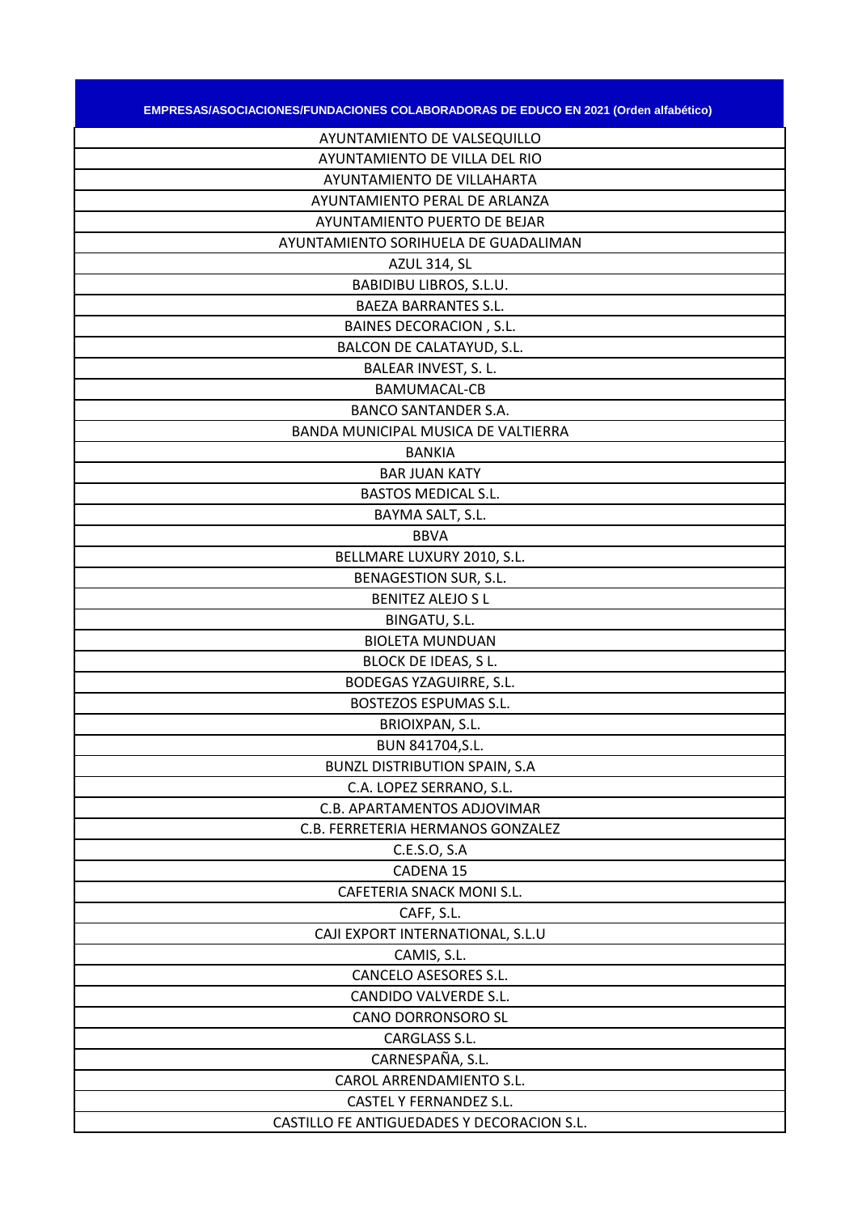| EMPRESAS/ASOCIACIONES/FUNDACIONES COLABORADORAS DE EDUCO EN 2021 (Orden alfabético) |
|---|
| AYUNTAMIENTO DE VALSEQUILLO |
| AYUNTAMIENTO DE VILLA DEL RIO |
| AYUNTAMIENTO DE VILLAHARTA |
| AYUNTAMIENTO PERAL DE ARLANZA |
| AYUNTAMIENTO PUERTO DE BEJAR |
| AYUNTAMIENTO SORIHUELA DE GUADALIMAN |
| AZUL 314, SL |
| BABIDIBU LIBROS, S.L.U. |
| BAEZA BARRANTES S.L. |
| BAINES DECORACION , S.L. |
| BALCON DE CALATAYUD, S.L. |
| BALEAR INVEST, S. L. |
| BAMUMACAL-CB |
| BANCO SANTANDER S.A. |
| BANDA MUNICIPAL MUSICA DE VALTIERRA |
| BANKIA |
| BAR JUAN KATY |
| BASTOS MEDICAL S.L. |
| BAYMA SALT, S.L. |
| BBVA |
| BELLMARE LUXURY 2010, S.L. |
| BENAGESTION SUR, S.L. |
| BENITEZ ALEJO S L |
| BINGATU, S.L. |
| BIOLETA MUNDUAN |
| BLOCK DE IDEAS, S L. |
| BODEGAS YZAGUIRRE, S.L. |
| BOSTEZOS ESPUMAS S.L. |
| BRIOIXPAN, S.L. |
| BUN 841704,S.L. |
| BUNZL DISTRIBUTION SPAIN, S.A |
| C.A. LOPEZ SERRANO, S.L. |
| C.B. APARTAMENTOS ADJOVIMAR |
| C.B. FERRETERIA HERMANOS GONZALEZ |
| C.E.S.O, S.A |
| CADENA 15 |
| CAFETERIA SNACK MONI S.L. |
| CAFF, S.L. |
| CAJI EXPORT INTERNATIONAL, S.L.U |
| CAMIS, S.L. |
| CANCELO ASESORES S.L. |
| CANDIDO VALVERDE S.L. |
| CANO DORRONSORO SL |
| CARGLASS S.L. |
| CARNESPAÑA, S.L. |
| CAROL ARRENDAMIENTO S.L. |
| CASTEL Y FERNANDEZ S.L. |
| CASTILLO FE ANTIGUEDADES Y DECORACION S.L. |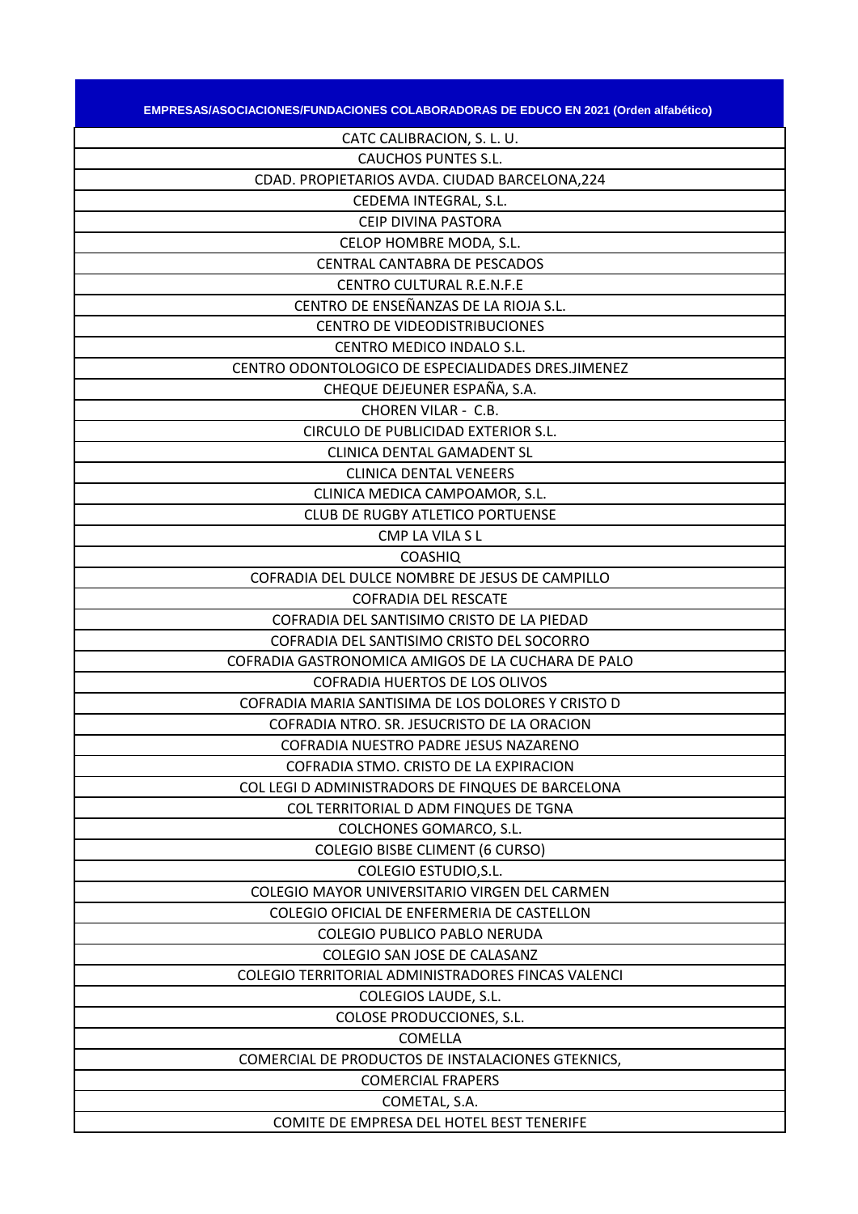| EMPRESAS/ASOCIACIONES/FUNDACIONES COLABORADORAS DE EDUCO EN 2021 (Orden alfabético) |
|---|
| CATC CALIBRACION, S. L. U. |
| CAUCHOS PUNTES S.L. |
| CDAD. PROPIETARIOS AVDA. CIUDAD BARCELONA,224 |
| CEDEMA INTEGRAL, S.L. |
| CEIP DIVINA PASTORA |
| CELOP HOMBRE MODA, S.L. |
| CENTRAL CANTABRA DE PESCADOS |
| CENTRO CULTURAL R.E.N.F.E |
| CENTRO DE ENSEÑANZAS DE LA RIOJA S.L. |
| CENTRO DE VIDEODISTRIBUCIONES |
| CENTRO MEDICO INDALO S.L. |
| CENTRO ODONTOLOGICO DE ESPECIALIDADES DRES.JIMENEZ |
| CHEQUE DEJEUNER ESPAÑA, S.A. |
| CHOREN VILAR - C.B. |
| CIRCULO DE PUBLICIDAD EXTERIOR S.L. |
| CLINICA DENTAL GAMADENT SL |
| CLINICA DENTAL VENEERS |
| CLINICA MEDICA CAMPOAMOR, S.L. |
| CLUB DE RUGBY ATLETICO PORTUENSE |
| CMP LA VILA S L |
| COASHIQ |
| COFRADIA DEL DULCE NOMBRE DE JESUS DE CAMPILLO |
| COFRADIA DEL RESCATE |
| COFRADIA DEL SANTISIMO CRISTO DE LA PIEDAD |
| COFRADIA DEL SANTISIMO CRISTO DEL SOCORRO |
| COFRADIA GASTRONOMICA AMIGOS DE LA CUCHARA DE PALO |
| COFRADIA HUERTOS DE LOS OLIVOS |
| COFRADIA MARIA SANTISIMA DE LOS DOLORES Y CRISTO D |
| COFRADIA NTRO. SR. JESUCRISTO DE LA ORACION |
| COFRADIA NUESTRO PADRE JESUS NAZARENO |
| COFRADIA STMO. CRISTO DE LA EXPIRACION |
| COL LEGI D ADMINISTRADORS DE FINQUES DE BARCELONA |
| COL TERRITORIAL D ADM FINQUES DE TGNA |
| COLCHONES GOMARCO, S.L. |
| COLEGIO BISBE CLIMENT (6 CURSO) |
| COLEGIO ESTUDIO,S.L. |
| COLEGIO MAYOR UNIVERSITARIO VIRGEN DEL CARMEN |
| COLEGIO OFICIAL DE ENFERMERIA DE CASTELLON |
| COLEGIO PUBLICO PABLO NERUDA |
| COLEGIO SAN JOSE DE CALASANZ |
| COLEGIO TERRITORIAL ADMINISTRADORES FINCAS VALENCI |
| COLEGIOS LAUDE, S.L. |
| COLOSE PRODUCCIONES, S.L. |
| COMELLA |
| COMERCIAL DE PRODUCTOS DE INSTALACIONES GTEKNICS, |
| COMERCIAL FRAPERS |
| COMETAL, S.A. |
| COMITE DE EMPRESA DEL HOTEL BEST TENERIFE |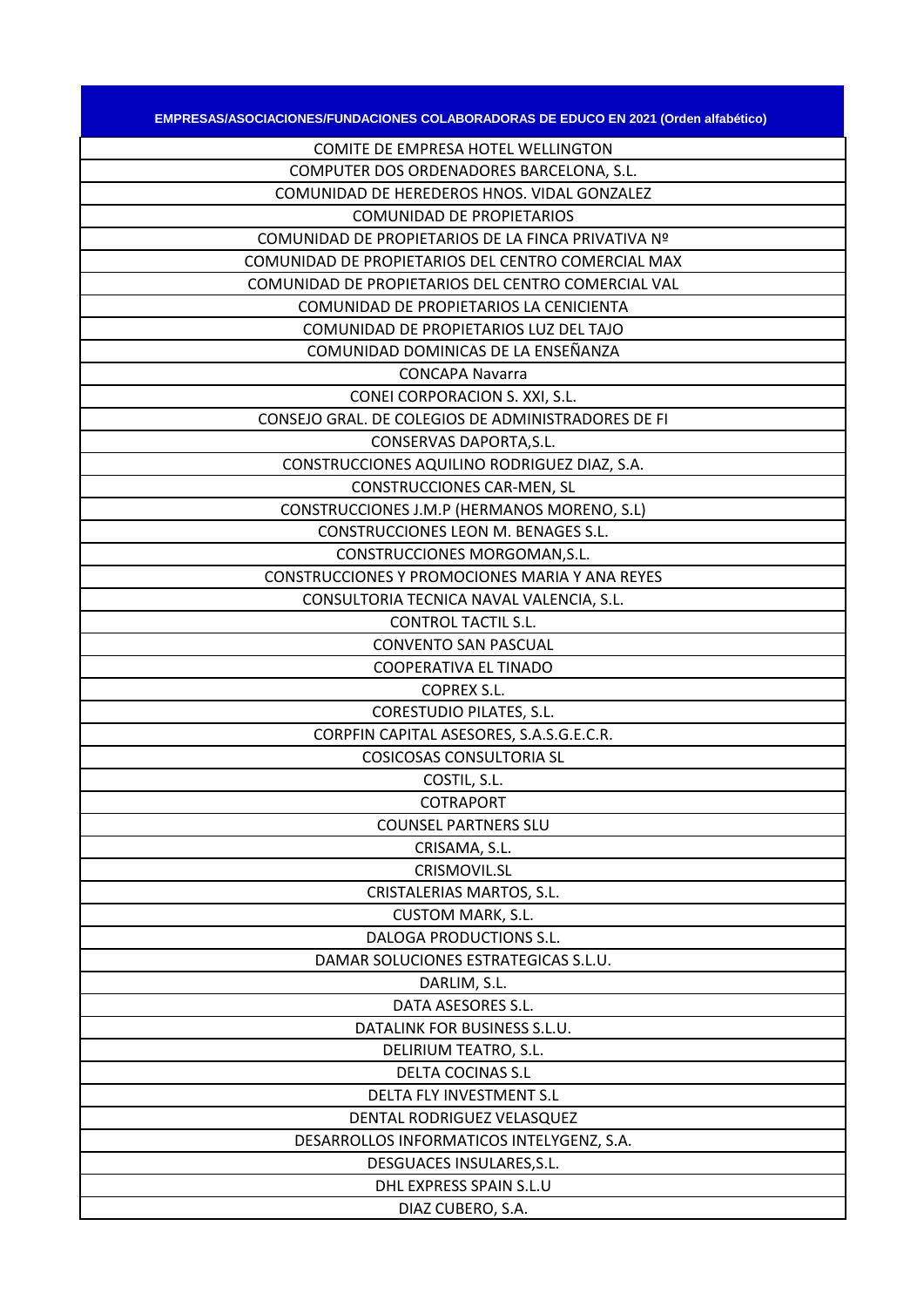| EMPRESAS/ASOCIACIONES/FUNDACIONES COLABORADORAS DE EDUCO EN 2021 (Orden alfabético) |
|---|
| COMITE DE EMPRESA HOTEL WELLINGTON |
| COMPUTER DOS ORDENADORES BARCELONA, S.L. |
| COMUNIDAD DE HEREDEROS HNOS. VIDAL GONZALEZ |
| COMUNIDAD DE PROPIETARIOS |
| COMUNIDAD DE PROPIETARIOS DE LA FINCA PRIVATIVA Nº |
| COMUNIDAD DE PROPIETARIOS DEL CENTRO COMERCIAL MAX |
| COMUNIDAD DE PROPIETARIOS DEL CENTRO COMERCIAL VAL |
| COMUNIDAD DE PROPIETARIOS LA CENICIENTA |
| COMUNIDAD DE PROPIETARIOS LUZ DEL TAJO |
| COMUNIDAD DOMINICAS DE LA ENSEÑANZA |
| CONCAPA Navarra |
| CONEI CORPORACION S. XXI, S.L. |
| CONSEJO GRAL. DE COLEGIOS DE ADMINISTRADORES DE FI |
| CONSERVAS DAPORTA,S.L. |
| CONSTRUCCIONES AQUILINO RODRIGUEZ DIAZ, S.A. |
| CONSTRUCCIONES CAR-MEN, SL |
| CONSTRUCCIONES J.M.P (HERMANOS MORENO, S.L) |
| CONSTRUCCIONES LEON M. BENAGES S.L. |
| CONSTRUCCIONES MORGOMAN,S.L. |
| CONSTRUCCIONES Y PROMOCIONES MARIA Y ANA REYES |
| CONSULTORIA TECNICA NAVAL VALENCIA, S.L. |
| CONTROL TACTIL S.L. |
| CONVENTO SAN PASCUAL |
| COOPERATIVA EL TINADO |
| COPREX S.L. |
| CORESTUDIO PILATES, S.L. |
| CORPFIN CAPITAL ASESORES, S.A.S.G.E.C.R. |
| COSICOSAS CONSULTORIA SL |
| COSTIL, S.L. |
| COTRAPORT |
| COUNSEL PARTNERS SLU |
| CRISAMA, S.L. |
| CRISMOVIL.SL |
| CRISTALERIAS MARTOS, S.L. |
| CUSTOM MARK, S.L. |
| DALOGA PRODUCTIONS S.L. |
| DAMAR SOLUCIONES ESTRATEGICAS S.L.U. |
| DARLIM, S.L. |
| DATA ASESORES S.L. |
| DATALINK FOR BUSINESS S.L.U. |
| DELIRIUM TEATRO, S.L. |
| DELTA COCINAS S.L |
| DELTA FLY INVESTMENT S.L |
| DENTAL RODRIGUEZ VELASQUEZ |
| DESARROLLOS INFORMATICOS INTELYGENZ, S.A. |
| DESGUACES INSULARES,S.L. |
| DHL EXPRESS SPAIN S.L.U |
| DIAZ CUBERO, S.A. |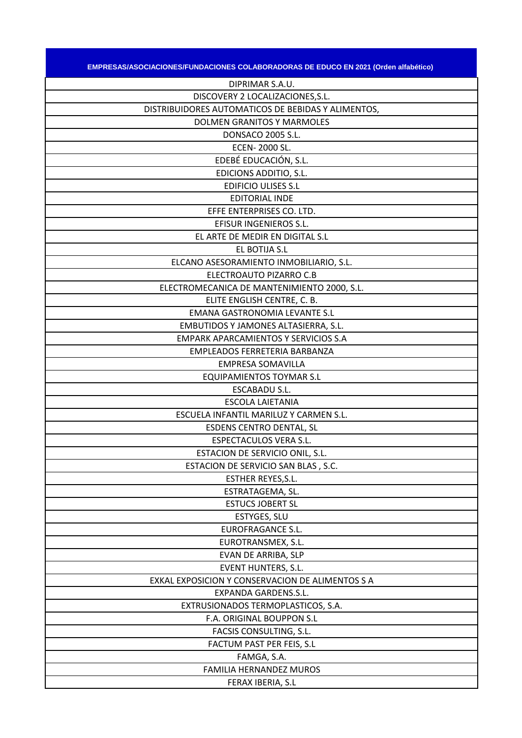| EMPRESAS/ASOCIACIONES/FUNDACIONES COLABORADORAS DE EDUCO EN 2021 (Orden alfabético) |
|---|
| DIPRIMAR S.A.U. |
| DISCOVERY 2 LOCALIZACIONES,S.L. |
| DISTRIBUIDORES AUTOMATICOS DE BEBIDAS Y ALIMENTOS, |
| DOLMEN GRANITOS Y MARMOLES |
| DONSACO 2005 S.L. |
| ECEN- 2000 SL. |
| EDEBÉ EDUCACIÓN, S.L. |
| EDICIONS ADDITIO, S.L. |
| EDIFICIO ULISES S.L |
| EDITORIAL INDE |
| EFFE ENTERPRISES CO. LTD. |
| EFISUR INGENIEROS S.L. |
| EL ARTE DE MEDIR EN DIGITAL S.L |
| EL BOTIJA S.L |
| ELCANO ASESORAMIENTO INMOBILIARIO, S.L. |
| ELECTROAUTO PIZARRO C.B |
| ELECTROMECANICA DE MANTENIMIENTO 2000, S.L. |
| ELITE ENGLISH CENTRE, C. B. |
| EMANA GASTRONOMIA LEVANTE S.L |
| EMBUTIDOS Y JAMONES ALTASIERRA, S.L. |
| EMPARK APARCAMIENTOS Y SERVICIOS S.A |
| EMPLEADOS FERRETERIA BARBANZA |
| EMPRESA SOMAVILLA |
| EQUIPAMIENTOS TOYMAR S.L |
| ESCABADU S.L. |
| ESCOLA LAIETANIA |
| ESCUELA INFANTIL MARILUZ Y CARMEN S.L. |
| ESDENS CENTRO DENTAL, SL |
| ESPECTACULOS VERA S.L. |
| ESTACION DE SERVICIO ONIL, S.L. |
| ESTACION DE SERVICIO SAN BLAS , S.C. |
| ESTHER REYES,S.L. |
| ESTRATAGEMA, SL. |
| ESTUCS JOBERT SL |
| ESTYGES, SLU |
| EUROFRAGANCE S.L. |
| EUROTRANSMEX, S.L. |
| EVAN DE ARRIBA, SLP |
| EVENT HUNTERS, S.L. |
| EXKAL EXPOSICION Y CONSERVACION DE ALIMENTOS S A |
| EXPANDA GARDENS.S.L. |
| EXTRUSIONADOS TERMOPLASTICOS, S.A. |
| F.A. ORIGINAL BOUPPON S.L |
| FACSIS CONSULTING, S.L. |
| FACTUM PAST PER FEIS, S.L |
| FAMGA, S.A. |
| FAMILIA HERNANDEZ MUROS |
| FERAX IBERIA, S.L |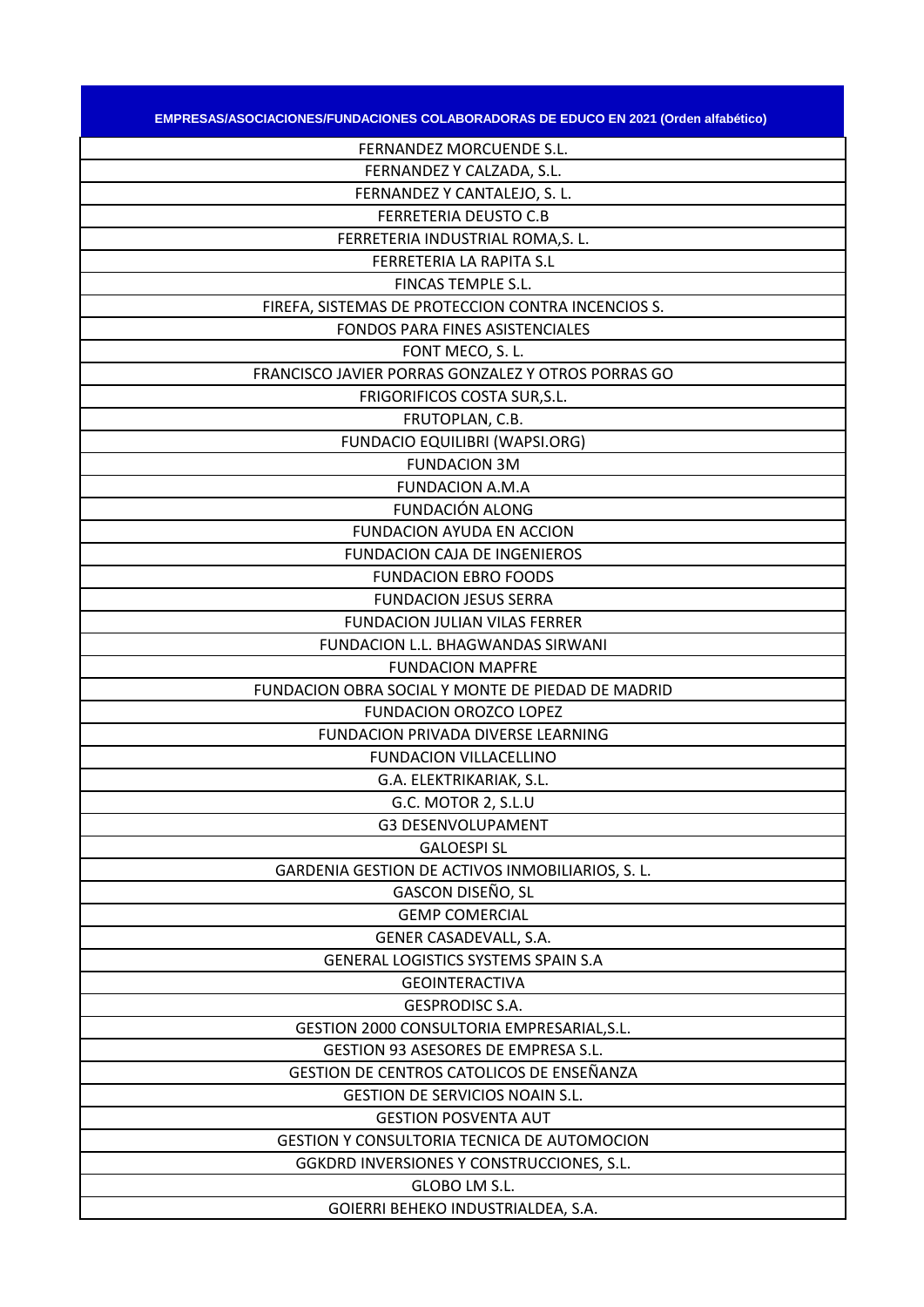| EMPRESAS/ASOCIACIONES/FUNDACIONES COLABORADORAS DE EDUCO EN 2021 (Orden alfabético) |
|---|
| FERNANDEZ MORCUENDE S.L. |
| FERNANDEZ Y CALZADA, S.L. |
| FERNANDEZ Y CANTALEJO, S. L. |
| FERRETERIA DEUSTO C.B |
| FERRETERIA INDUSTRIAL ROMA,S. L. |
| FERRETERIA LA RAPITA S.L |
| FINCAS TEMPLE S.L. |
| FIREFA, SISTEMAS DE PROTECCION CONTRA INCENCIOS S. |
| FONDOS PARA FINES ASISTENCIALES |
| FONT MECO, S. L. |
| FRANCISCO JAVIER PORRAS GONZALEZ Y OTROS PORRAS GO |
| FRIGORIFICOS COSTA SUR,S.L. |
| FRUTOPLAN, C.B. |
| FUNDACIO EQUILIBRI (WAPSI.ORG) |
| FUNDACION 3M |
| FUNDACION A.M.A |
| FUNDACIÓN ALONG |
| FUNDACION AYUDA EN ACCION |
| FUNDACION CAJA DE INGENIEROS |
| FUNDACION EBRO FOODS |
| FUNDACION JESUS SERRA |
| FUNDACION JULIAN VILAS FERRER |
| FUNDACION L.L. BHAGWANDAS SIRWANI |
| FUNDACION MAPFRE |
| FUNDACION OBRA SOCIAL Y MONTE DE PIEDAD DE MADRID |
| FUNDACION OROZCO LOPEZ |
| FUNDACION PRIVADA DIVERSE LEARNING |
| FUNDACION VILLACELLINO |
| G.A. ELEKTRIKARIAK, S.L. |
| G.C. MOTOR 2, S.L.U |
| G3 DESENVOLUPAMENT |
| GALOESPI SL |
| GARDENIA GESTION DE ACTIVOS INMOBILIARIOS, S. L. |
| GASCON DISEÑO, SL |
| GEMP COMERCIAL |
| GENER CASADEVALL, S.A. |
| GENERAL LOGISTICS SYSTEMS SPAIN S.A |
| GEOINTERACTIVA |
| GESPRODISC S.A. |
| GESTION 2000 CONSULTORIA EMPRESARIAL,S.L. |
| GESTION 93 ASESORES DE EMPRESA S.L. |
| GESTION DE CENTROS CATOLICOS DE ENSEÑANZA |
| GESTION DE SERVICIOS NOAIN S.L. |
| GESTION POSVENTA AUT |
| GESTION Y CONSULTORIA TECNICA DE AUTOMOCION |
| GGKDRD INVERSIONES Y CONSTRUCCIONES, S.L. |
| GLOBO LM S.L. |
| GOIERRI BEHEKO INDUSTRIALDEA, S.A. |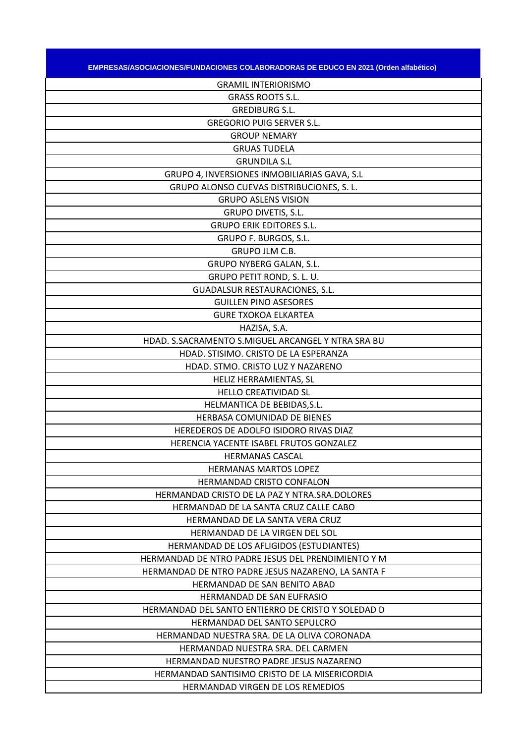| EMPRESAS/ASOCIACIONES/FUNDACIONES COLABORADORAS DE EDUCO EN 2021 (Orden alfabético) |
| --- |
| GRAMIL INTERIORISMO |
| GRASS ROOTS S.L. |
| GREDIBURG S.L. |
| GREGORIO PUIG SERVER S.L. |
| GROUP NEMARY |
| GRUAS TUDELA |
| GRUNDILA S.L |
| GRUPO 4, INVERSIONES INMOBILIARIAS GAVA, S.L |
| GRUPO ALONSO CUEVAS DISTRIBUCIONES, S. L. |
| GRUPO ASLENS VISION |
| GRUPO DIVETIS, S.L. |
| GRUPO ERIK EDITORES S.L. |
| GRUPO F. BURGOS, S.L. |
| GRUPO JLM C.B. |
| GRUPO NYBERG GALAN, S.L. |
| GRUPO PETIT ROND, S. L. U. |
| GUADALSUR RESTAURACIONES, S.L. |
| GUILLEN PINO ASESORES |
| GURE TXOKOA ELKARTEA |
| HAZISA, S.A. |
| HDAD. S.SACRAMENTO S.MIGUEL ARCANGEL Y NTRA SRA BU |
| HDAD. STISIMO. CRISTO DE LA ESPERANZA |
| HDAD. STMO. CRISTO LUZ Y NAZARENO |
| HELIZ HERRAMIENTAS, SL |
| HELLO CREATIVIDAD SL |
| HELMANTICA DE BEBIDAS,S.L. |
| HERBASA COMUNIDAD DE BIENES |
| HEREDEROS DE ADOLFO ISIDORO RIVAS DIAZ |
| HERENCIA YACENTE ISABEL FRUTOS GONZALEZ |
| HERMANAS CASCAL |
| HERMANAS MARTOS LOPEZ |
| HERMANDAD CRISTO CONFALON |
| HERMANDAD CRISTO DE LA PAZ Y NTRA.SRA.DOLORES |
| HERMANDAD DE LA SANTA CRUZ CALLE CABO |
| HERMANDAD DE LA SANTA VERA CRUZ |
| HERMANDAD DE LA VIRGEN DEL SOL |
| HERMANDAD DE LOS AFLIGIDOS (ESTUDIANTES) |
| HERMANDAD DE NTRO PADRE JESUS DEL PRENDIMIENTO Y M |
| HERMANDAD DE NTRO PADRE JESUS NAZARENO, LA SANTA F |
| HERMANDAD DE SAN BENITO ABAD |
| HERMANDAD DE SAN EUFRASIO |
| HERMANDAD DEL SANTO ENTIERRO DE CRISTO Y SOLEDAD D |
| HERMANDAD DEL SANTO SEPULCRO |
| HERMANDAD NUESTRA SRA. DE LA OLIVA CORONADA |
| HERMANDAD NUESTRA SRA. DEL CARMEN |
| HERMANDAD NUESTRO PADRE JESUS NAZARENO |
| HERMANDAD SANTISIMO CRISTO DE LA MISERICORDIA |
| HERMANDAD VIRGEN DE LOS REMEDIOS |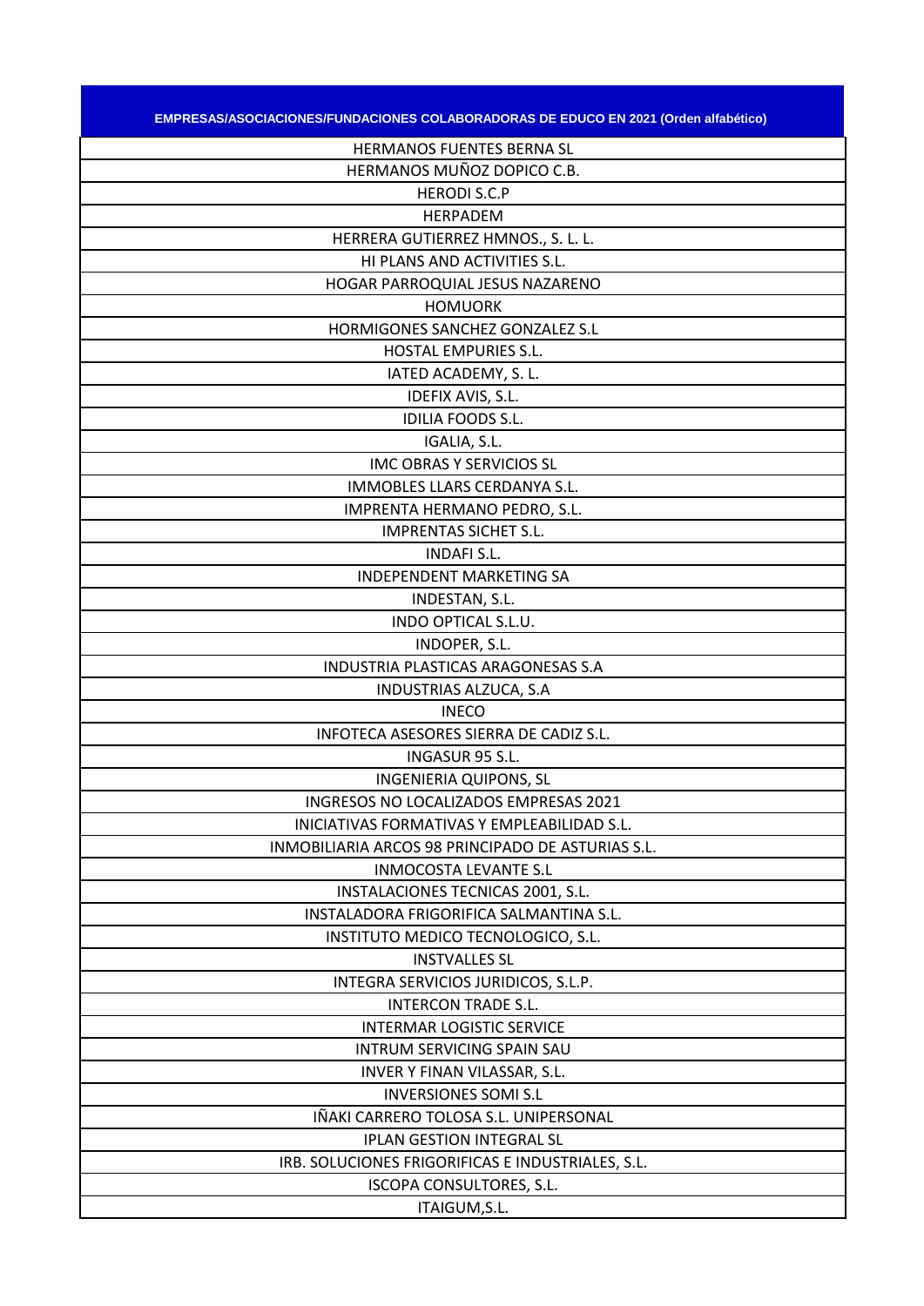| EMPRESAS/ASOCIACIONES/FUNDACIONES COLABORADORAS DE EDUCO EN 2021 (Orden alfabético) |
| --- |
| HERMANOS FUENTES BERNA SL |
| HERMANOS MUÑOZ DOPICO C.B. |
| HERODI S.C.P |
| HERPADEM |
| HERRERA GUTIERREZ HMNOS., S. L. L. |
| HI PLANS AND ACTIVITIES S.L. |
| HOGAR PARROQUIAL JESUS NAZARENO |
| HOMUORK |
| HORMIGONES SANCHEZ GONZALEZ S.L |
| HOSTAL EMPURIES S.L. |
| IATED ACADEMY, S. L. |
| IDEFIX AVIS, S.L. |
| IDILIA FOODS S.L. |
| IGALIA, S.L. |
| IMC OBRAS Y SERVICIOS SL |
| IMMOBLES LLARS CERDANYA S.L. |
| IMPRENTA HERMANO PEDRO, S.L. |
| IMPRENTAS SICHET S.L. |
| INDAFI S.L. |
| INDEPENDENT MARKETING SA |
| INDESTAN, S.L. |
| INDO OPTICAL S.L.U. |
| INDOPER, S.L. |
| INDUSTRIA PLASTICAS ARAGONESAS S.A |
| INDUSTRIAS ALZUCA, S.A |
| INECO |
| INFOTECA ASESORES SIERRA DE CADIZ S.L. |
| INGASUR 95 S.L. |
| INGENIERIA QUIPONS, SL |
| INGRESOS NO LOCALIZADOS EMPRESAS 2021 |
| INICIATIVAS FORMATIVAS Y EMPLEABILIDAD S.L. |
| INMOBILIARIA ARCOS 98 PRINCIPADO DE ASTURIAS S.L. |
| INMOCOSTA LEVANTE S.L |
| INSTALACIONES TECNICAS 2001, S.L. |
| INSTALADORA FRIGORIFICA SALMANTINA S.L. |
| INSTITUTO MEDICO TECNOLOGICO, S.L. |
| INSTVALLES SL |
| INTEGRA SERVICIOS JURIDICOS, S.L.P. |
| INTERCON TRADE S.L. |
| INTERMAR LOGISTIC SERVICE |
| INTRUM SERVICING SPAIN SAU |
| INVER Y FINAN VILASSAR, S.L. |
| INVERSIONES SOMI S.L |
| IÑAKI CARRERO TOLOSA S.L. UNIPERSONAL |
| IPLAN GESTION INTEGRAL SL |
| IRB. SOLUCIONES FRIGORIFICAS E INDUSTRIALES, S.L. |
| ISCOPA CONSULTORES, S.L. |
| ITAIGUM,S.L. |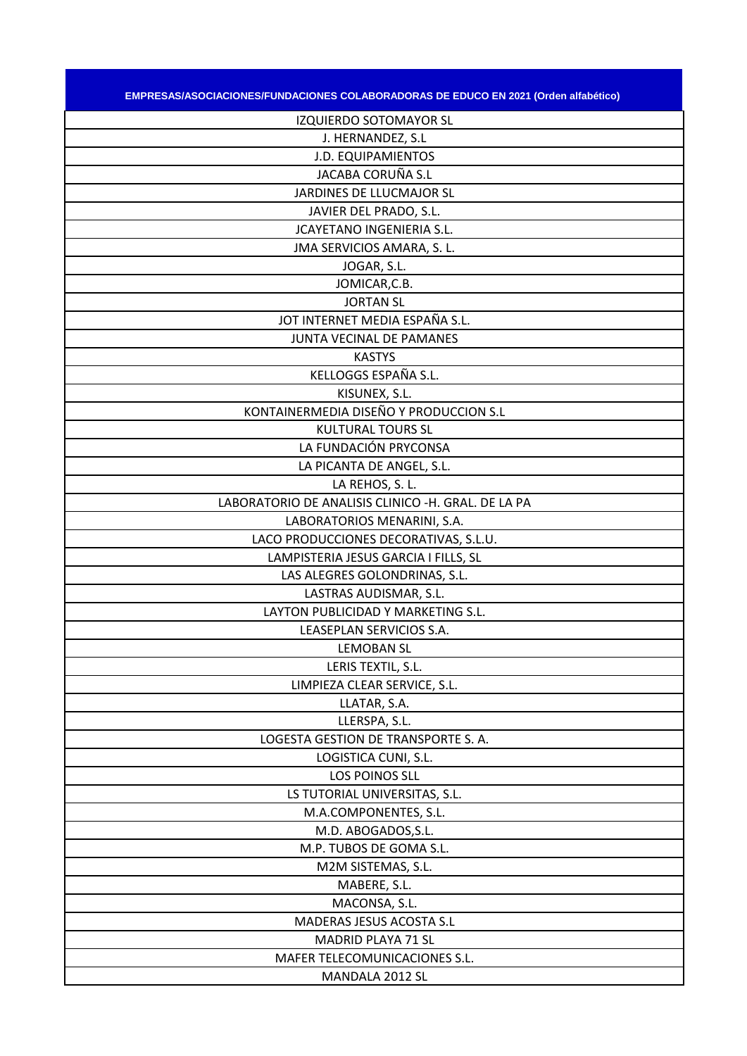| EMPRESAS/ASOCIACIONES/FUNDACIONES COLABORADORAS DE EDUCO EN 2021 (Orden alfabético) |
| --- |
| IZQUIERDO SOTOMAYOR SL |
| J. HERNANDEZ, S.L |
| J.D. EQUIPAMIENTOS |
| JACABA CORUÑA S.L |
| JARDINES DE LLUCMAJOR SL |
| JAVIER DEL PRADO, S.L. |
| JCAYETANO INGENIERIA S.L. |
| JMA SERVICIOS AMARA, S. L. |
| JOGAR, S.L. |
| JOMICAR,C.B. |
| JORTAN SL |
| JOT INTERNET MEDIA ESPAÑA S.L. |
| JUNTA VECINAL DE PAMANES |
| KASTYS |
| KELLOGGS ESPAÑA S.L. |
| KISUNEX, S.L. |
| KONTAINERMEDIA DISEÑO Y PRODUCCION S.L |
| KULTURAL TOURS SL |
| LA FUNDACIÓN PRYCONSA |
| LA PICANTA DE ANGEL, S.L. |
| LA REHOS, S. L. |
| LABORATORIO DE ANALISIS CLINICO -H. GRAL. DE LA PA |
| LABORATORIOS MENARINI, S.A. |
| LACO PRODUCCIONES DECORATIVAS, S.L.U. |
| LAMPISTERIA JESUS GARCIA I FILLS, SL |
| LAS ALEGRES GOLONDRINAS, S.L. |
| LASTRAS AUDISMAR, S.L. |
| LAYTON PUBLICIDAD Y MARKETING S.L. |
| LEASEPLAN SERVICIOS S.A. |
| LEMOBAN SL |
| LERIS TEXTIL, S.L. |
| LIMPIEZA CLEAR SERVICE, S.L. |
| LLATAR, S.A. |
| LLERSPA, S.L. |
| LOGESTA GESTION DE TRANSPORTE S. A. |
| LOGISTICA CUNI, S.L. |
| LOS POINOS SLL |
| LS TUTORIAL UNIVERSITAS, S.L. |
| M.A.COMPONENTES, S.L. |
| M.D. ABOGADOS,S.L. |
| M.P. TUBOS DE GOMA S.L. |
| M2M SISTEMAS, S.L. |
| MABERE, S.L. |
| MACONSA, S.L. |
| MADERAS JESUS ACOSTA S.L |
| MADRID PLAYA 71 SL |
| MAFER TELECOMUNICACIONES S.L. |
| MANDALA 2012 SL |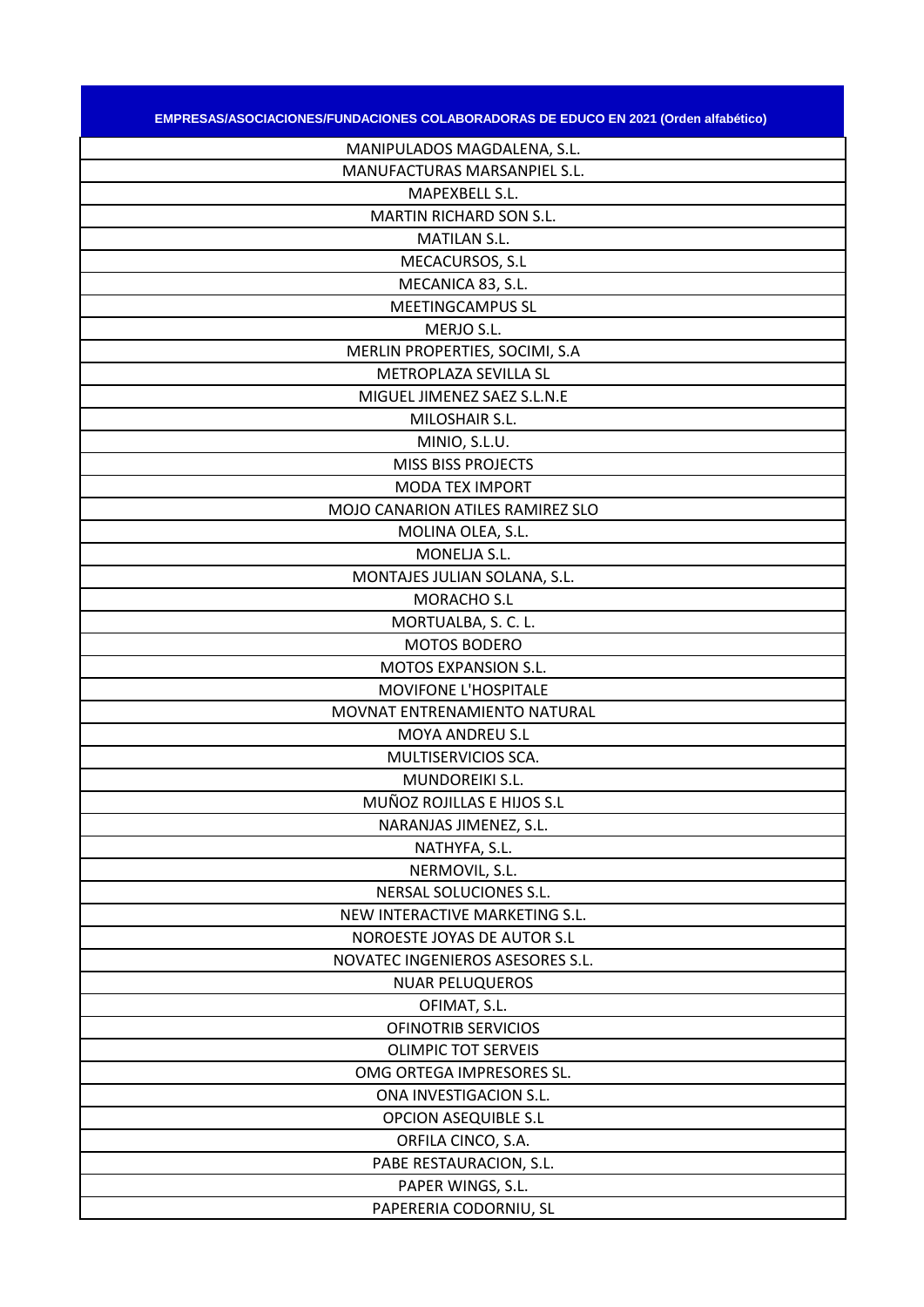| EMPRESAS/ASOCIACIONES/FUNDACIONES COLABORADORAS DE EDUCO EN 2021 (Orden alfabético) |
|---|
| MANIPULADOS MAGDALENA, S.L. |
| MANUFACTURAS MARSANPIEL S.L. |
| MAPEXBELL S.L. |
| MARTIN RICHARD SON S.L. |
| MATILAN S.L. |
| MECACURSOS, S.L |
| MECANICA 83, S.L. |
| MEETINGCAMPUS SL |
| MERJO S.L. |
| MERLIN PROPERTIES, SOCIMI, S.A |
| METROPLAZA SEVILLA SL |
| MIGUEL JIMENEZ SAEZ S.L.N.E |
| MILOSHAIR S.L. |
| MINIO, S.L.U. |
| MISS BISS PROJECTS |
| MODA TEX IMPORT |
| MOJO CANARION ATILES RAMIREZ SLO |
| MOLINA OLEA, S.L. |
| MONELJA S.L. |
| MONTAJES JULIAN SOLANA, S.L. |
| MORACHO S.L |
| MORTUALBA, S. C. L. |
| MOTOS BODERO |
| MOTOS EXPANSION S.L. |
| MOVIFONE L'HOSPITALE |
| MOVNAT ENTRENAMIENTO NATURAL |
| MOYA ANDREU S.L |
| MULTISERVICIOS SCA. |
| MUNDOREIKI S.L. |
| MUÑOZ ROJILLAS E HIJOS S.L |
| NARANJAS JIMENEZ, S.L. |
| NATHYFA, S.L. |
| NERMOVIL, S.L. |
| NERSAL SOLUCIONES S.L. |
| NEW INTERACTIVE MARKETING S.L. |
| NOROESTE JOYAS DE AUTOR S.L |
| NOVATEC INGENIEROS ASESORES S.L. |
| NUAR PELUQUEROS |
| OFIMAT, S.L. |
| OFINOTRIB SERVICIOS |
| OLIMPIC TOT SERVEIS |
| OMG ORTEGA IMPRESORES SL. |
| ONA INVESTIGACION S.L. |
| OPCION ASEQUIBLE S.L |
| ORFILA CINCO, S.A. |
| PABE RESTAURACION, S.L. |
| PAPER WINGS, S.L. |
| PAPERERIA CODORNIU, SL |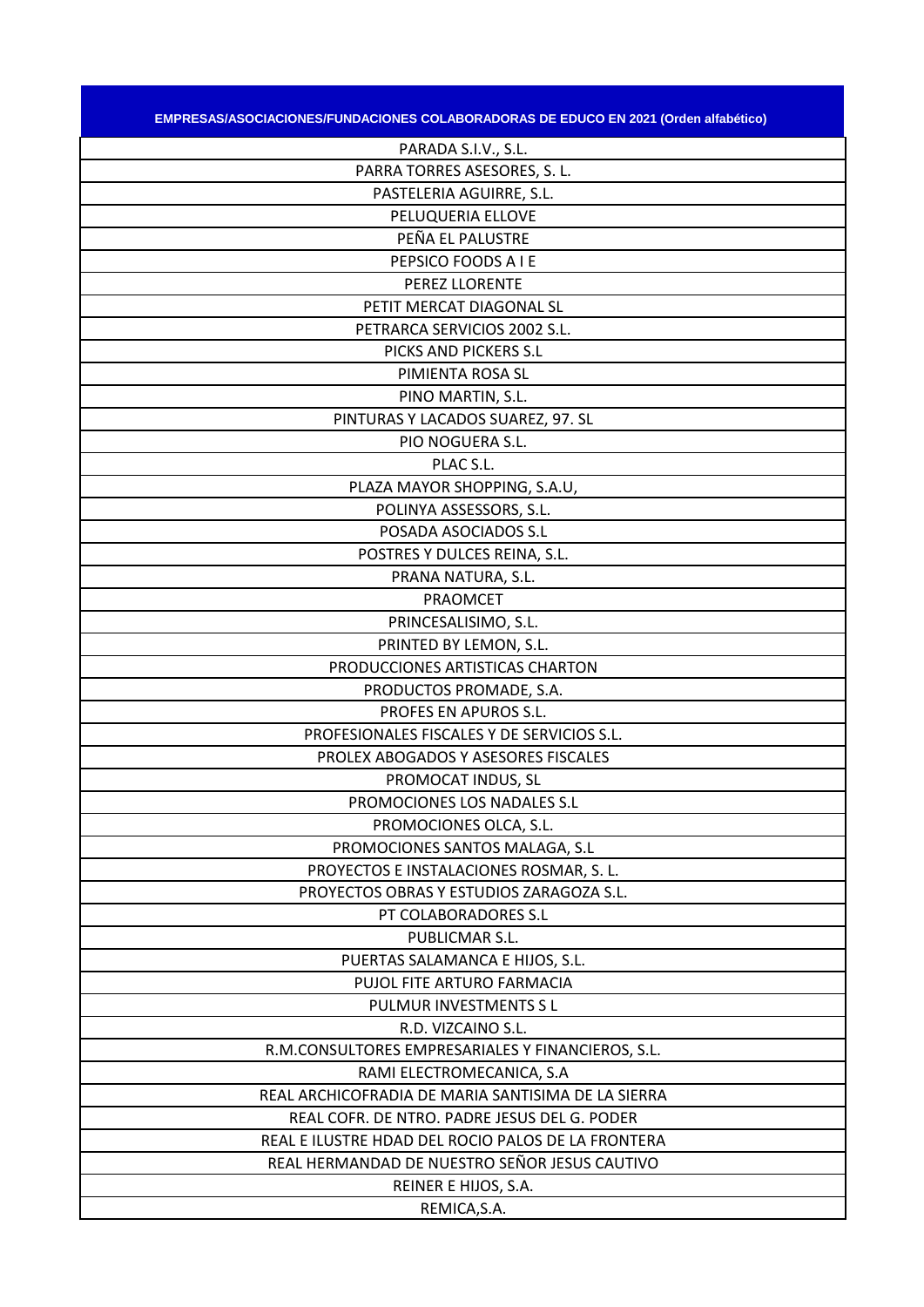| EMPRESAS/ASOCIACIONES/FUNDACIONES COLABORADORAS DE EDUCO EN 2021 (Orden alfabético) |
| --- |
| PARADA S.I.V., S.L. |
| PARRA TORRES ASESORES, S. L. |
| PASTELERIA AGUIRRE, S.L. |
| PELUQUERIA ELLOVE |
| PEÑA EL PALUSTRE |
| PEPSICO FOODS A I E |
| PEREZ LLORENTE |
| PETIT MERCAT DIAGONAL SL |
| PETRARCA SERVICIOS 2002 S.L. |
| PICKS AND PICKERS S.L |
| PIMIENTA ROSA SL |
| PINO MARTIN, S.L. |
| PINTURAS Y LACADOS SUAREZ, 97. SL |
| PIO NOGUERA S.L. |
| PLAC S.L. |
| PLAZA MAYOR SHOPPING, S.A.U, |
| POLINYA ASSESSORS, S.L. |
| POSADA ASOCIADOS S.L |
| POSTRES Y DULCES REINA, S.L. |
| PRANA NATURA, S.L. |
| PRAOMCET |
| PRINCESALISIMO, S.L. |
| PRINTED BY LEMON, S.L. |
| PRODUCCIONES ARTISTICAS CHARTON |
| PRODUCTOS PROMADE, S.A. |
| PROFES EN APUROS S.L. |
| PROFESIONALES FISCALES Y DE SERVICIOS S.L. |
| PROLEX ABOGADOS Y ASESORES FISCALES |
| PROMOCAT INDUS, SL |
| PROMOCIONES LOS NADALES S.L |
| PROMOCIONES OLCA, S.L. |
| PROMOCIONES SANTOS MALAGA, S.L |
| PROYECTOS E INSTALACIONES ROSMAR, S. L. |
| PROYECTOS OBRAS Y ESTUDIOS ZARAGOZA S.L. |
| PT COLABORADORES S.L |
| PUBLICMAR S.L. |
| PUERTAS SALAMANCA E HIJOS, S.L. |
| PUJOL FITE ARTURO FARMACIA |
| PULMUR INVESTMENTS S L |
| R.D. VIZCAINO S.L. |
| R.M.CONSULTORES EMPRESARIALES Y FINANCIEROS, S.L. |
| RAMI ELECTROMECANICA, S.A |
| REAL ARCHICOFRADIA DE MARIA SANTISIMA DE LA SIERRA |
| REAL COFR. DE NTRO. PADRE JESUS DEL G. PODER |
| REAL E ILUSTRE HDAD DEL ROCIO PALOS DE LA FRONTERA |
| REAL HERMANDAD DE NUESTRO SEÑOR JESUS CAUTIVO |
| REINER E HIJOS, S.A. |
| REMICA,S.A. |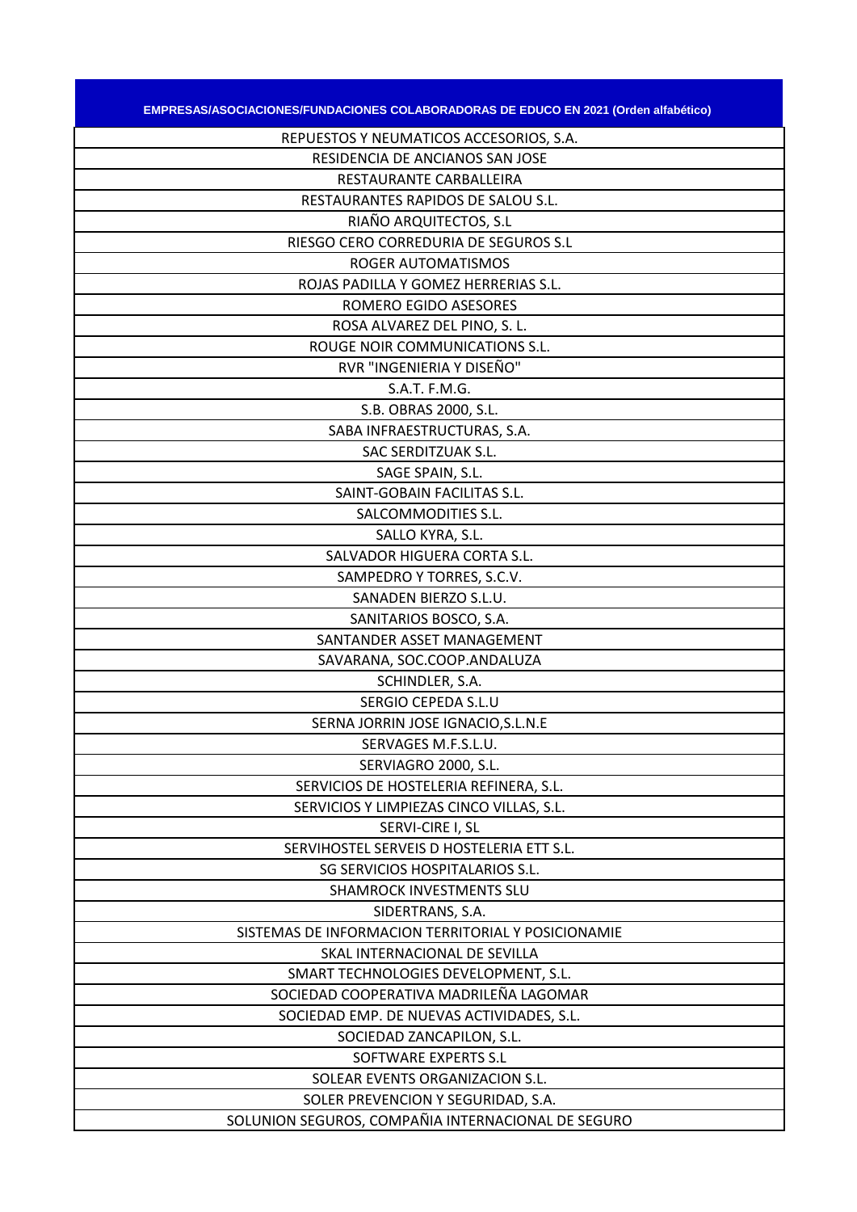| EMPRESAS/ASOCIACIONES/FUNDACIONES COLABORADORAS DE EDUCO EN 2021 (Orden alfabético) |
| --- |
| REPUESTOS Y NEUMATICOS ACCESORIOS, S.A. |
| RESIDENCIA DE ANCIANOS SAN JOSE |
| RESTAURANTE CARBALLEIRA |
| RESTAURANTES RAPIDOS DE SALOU S.L. |
| RIAÑO ARQUITECTOS, S.L |
| RIESGO CERO CORREDURIA DE SEGUROS S.L |
| ROGER AUTOMATISMOS |
| ROJAS PADILLA Y GOMEZ HERRERIAS S.L. |
| ROMERO EGIDO ASESORES |
| ROSA ALVAREZ DEL PINO, S. L. |
| ROUGE NOIR COMMUNICATIONS S.L. |
| RVR "INGENIERIA Y DISEÑO" |
| S.A.T. F.M.G. |
| S.B. OBRAS 2000, S.L. |
| SABA INFRAESTRUCTURAS, S.A. |
| SAC SERDITZUAK S.L. |
| SAGE SPAIN, S.L. |
| SAINT-GOBAIN FACILITAS S.L. |
| SALCOMMODITIES S.L. |
| SALLO KYRA, S.L. |
| SALVADOR HIGUERA CORTA S.L. |
| SAMPEDRO Y TORRES, S.C.V. |
| SANADEN BIERZO S.L.U. |
| SANITARIOS BOSCO, S.A. |
| SANTANDER ASSET MANAGEMENT |
| SAVARANA, SOC.COOP.ANDALUZA |
| SCHINDLER, S.A. |
| SERGIO CEPEDA S.L.U |
| SERNA JORRIN JOSE IGNACIO,S.L.N.E |
| SERVAGES M.F.S.L.U. |
| SERVIAGRO 2000, S.L. |
| SERVICIOS DE HOSTELERIA REFINERA, S.L. |
| SERVICIOS Y LIMPIEZAS CINCO VILLAS, S.L. |
| SERVI-CIRE I, SL |
| SERVIHOSTEL SERVEIS D HOSTELERIA ETT S.L. |
| SG SERVICIOS HOSPITALARIOS S.L. |
| SHAMROCK INVESTMENTS SLU |
| SIDERTRANS, S.A. |
| SISTEMAS DE INFORMACION TERRITORIAL Y POSICIONAMIE |
| SKAL INTERNACIONAL DE SEVILLA |
| SMART TECHNOLOGIES DEVELOPMENT, S.L. |
| SOCIEDAD COOPERATIVA MADRILEÑA LAGOMAR |
| SOCIEDAD EMP. DE NUEVAS ACTIVIDADES, S.L. |
| SOCIEDAD ZANCAPILON, S.L. |
| SOFTWARE EXPERTS S.L |
| SOLEAR EVENTS ORGANIZACION S.L. |
| SOLER PREVENCION Y SEGURIDAD, S.A. |
| SOLUNION SEGUROS, COMPAÑIA INTERNACIONAL DE SEGURO |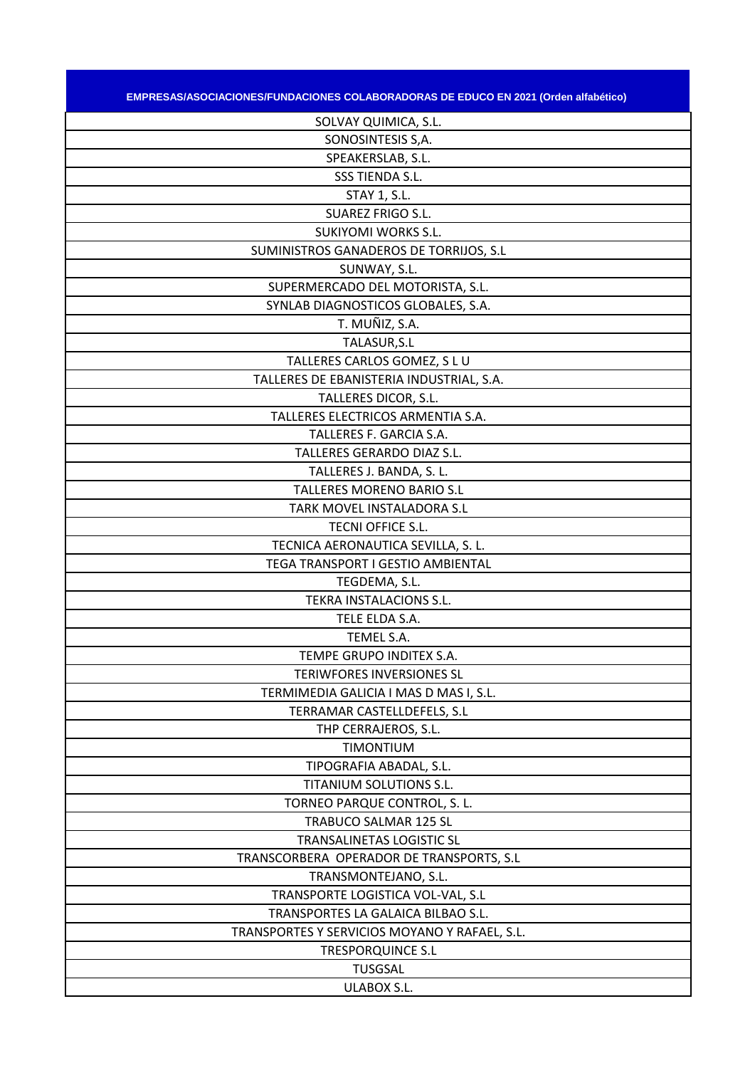| EMPRESAS/ASOCIACIONES/FUNDACIONES COLABORADORAS DE EDUCO EN 2021 (Orden alfabético) |
| --- |
| SOLVAY QUIMICA, S.L. |
| SONOSINTESIS S,A. |
| SPEAKERSLAB, S.L. |
| SSS TIENDA S.L. |
| STAY 1, S.L. |
| SUAREZ FRIGO S.L. |
| SUKIYOMI WORKS S.L. |
| SUMINISTROS GANADEROS DE TORRIJOS, S.L |
| SUNWAY, S.L. |
| SUPERMERCADO DEL MOTORISTA, S.L. |
| SYNLAB DIAGNOSTICOS GLOBALES, S.A. |
| T. MUÑIZ, S.A. |
| TALASUR,S.L |
| TALLERES CARLOS GOMEZ, S L U |
| TALLERES DE EBANISTERIA INDUSTRIAL, S.A. |
| TALLERES DICOR, S.L. |
| TALLERES ELECTRICOS ARMENTIA S.A. |
| TALLERES F. GARCIA S.A. |
| TALLERES GERARDO DIAZ S.L. |
| TALLERES J. BANDA, S. L. |
| TALLERES MORENO BARIO S.L |
| TARK MOVEL INSTALADORA S.L |
| TECNI OFFICE S.L. |
| TECNICA AERONAUTICA SEVILLA, S. L. |
| TEGA TRANSPORT I GESTIO AMBIENTAL |
| TEGDEMA, S.L. |
| TEKRA INSTALACIONS S.L. |
| TELE ELDA S.A. |
| TEMEL S.A. |
| TEMPE GRUPO INDITEX S.A. |
| TERIWFORES INVERSIONES SL |
| TERMIMEDIA GALICIA I MAS D MAS I, S.L. |
| TERRAMAR CASTELLDEFELS, S.L |
| THP CERRAJEROS, S.L. |
| TIMONTIUM |
| TIPOGRAFIA ABADAL, S.L. |
| TITANIUM SOLUTIONS S.L. |
| TORNEO PARQUE CONTROL, S. L. |
| TRABUCO SALMAR 125 SL |
| TRANSALINETAS LOGISTIC SL |
| TRANSCORBERA OPERADOR DE TRANSPORTS, S.L |
| TRANSMONTEJANO, S.L. |
| TRANSPORTE LOGISTICA VOL-VAL, S.L |
| TRANSPORTES LA GALAICA BILBAO S.L. |
| TRANSPORTES Y SERVICIOS MOYANO Y RAFAEL, S.L. |
| TRESPORQUINCE S.L |
| TUSGSAL |
| ULABOX S.L. |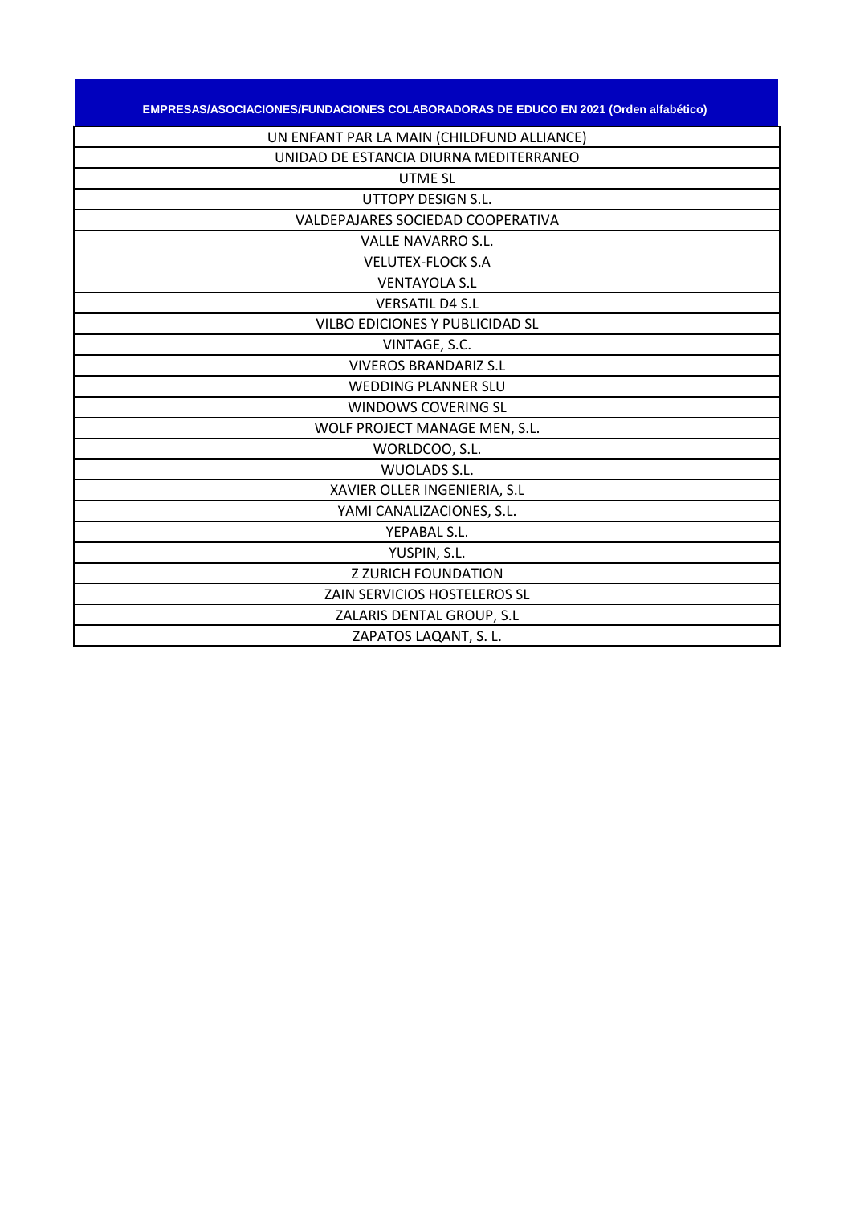| EMPRESAS/ASOCIACIONES/FUNDACIONES COLABORADORAS DE EDUCO EN 2021 (Orden alfabético) |
| --- |
| UN ENFANT PAR LA MAIN (CHILDFUND ALLIANCE) |
| UNIDAD DE ESTANCIA DIURNA MEDITERRANEO |
| UTME SL |
| UTTOPY DESIGN S.L. |
| VALDEPAJARES SOCIEDAD COOPERATIVA |
| VALLE NAVARRO S.L. |
| VELUTEX-FLOCK S.A |
| VENTAYOLA S.L |
| VERSATIL D4 S.L |
| VILBO EDICIONES Y PUBLICIDAD SL |
| VINTAGE, S.C. |
| VIVEROS BRANDARIZ S.L |
| WEDDING PLANNER SLU |
| WINDOWS COVERING SL |
| WOLF PROJECT MANAGE MEN, S.L. |
| WORLDCOO, S.L. |
| WUOLADS S.L. |
| XAVIER OLLER INGENIERIA, S.L |
| YAMI CANALIZACIONES, S.L. |
| YEPABAL S.L. |
| YUSPIN, S.L. |
| Z ZURICH FOUNDATION |
| ZAIN SERVICIOS HOSTELEROS SL |
| ZALARIS DENTAL GROUP, S.L |
| ZAPATOS LAQANT, S. L. |